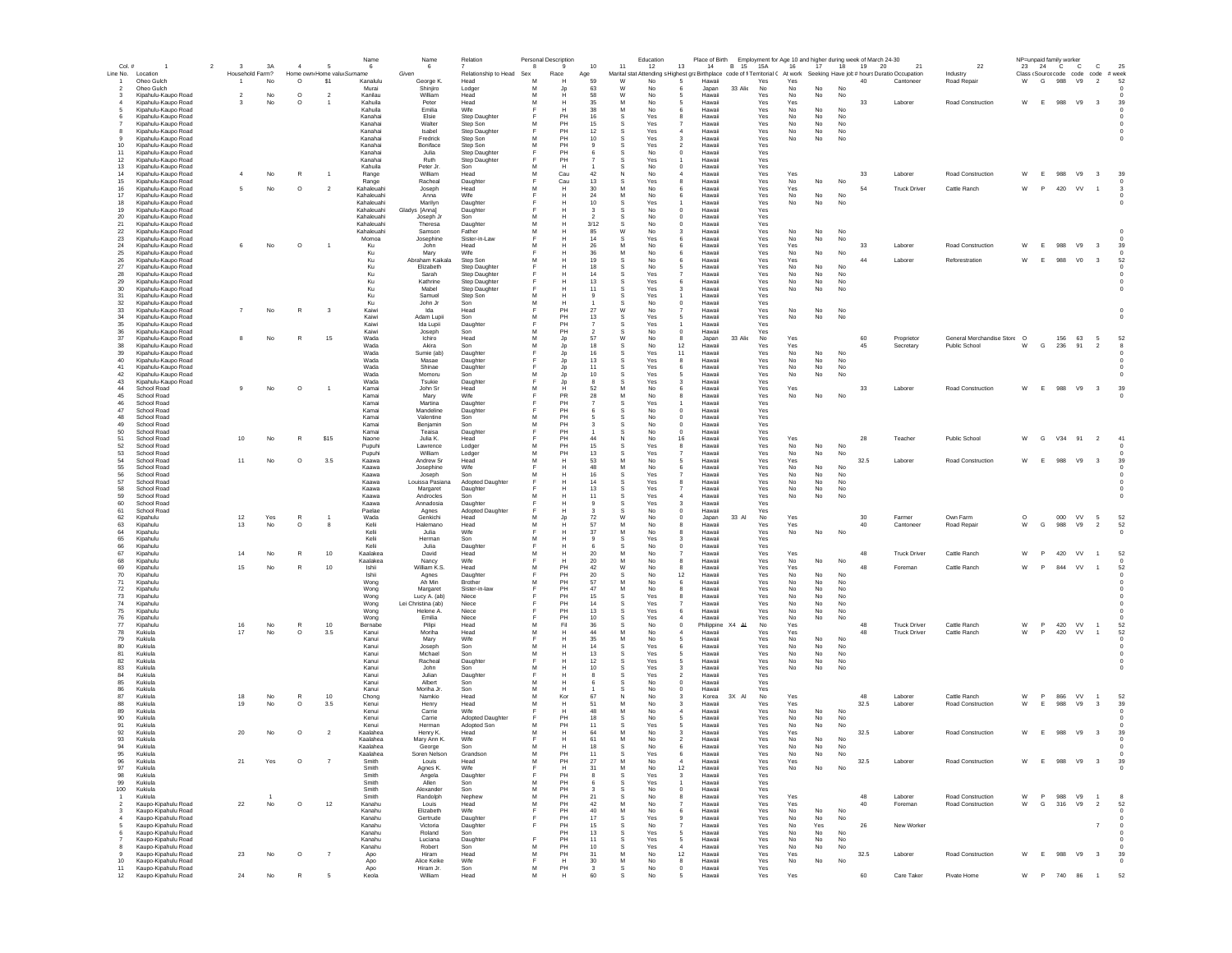| | | | | | | | Name | Name | Relation | Personal Description | | | | Education | | Place of Birth | | | | Employment for Age 10 and higher during week of March 24-30 | | | | | | | NP=unpaid family worker | | | | | |
|---|---|---|---|---|---|---|---|---|---|---|---|---|---|---|---|---|---|---|---|---|---|---|---|---|---|---|---|---|---|---|---|---|
| Col. # | 1 | 2 | 3 | 3A | 4 | 5 | 6 | 6 | 7 | 8 | 9 | 10 | 11 | 12 | 13 | 14 | B | 15 | 15A | 16 | 17 | 18 | 19 | 20 | 21 | 22 | 23 | 24 | C | C | C | 25 |
| Line No. | Location | | Household | Farm? | Home own | Home value | Surname | Given | Relationship to Head | Sex | Race | Age | Marital stat | Attending s | Highest gra | Birthplace | code of t | | Territorial C | At work | Seeking | Have job | # hours | Duratio | Occupation | Industry | Class | Source | code | code | code | # week |
| 1 | Oheo Gulch | | 1 | No | O | $1 | Kanalulu | George K. | Head | M | H | 59 | W | No | 5 | Hawaii | | | Yes | Yes | | | 40 | | Cantoneer | Road Repair | W | G | 988 | V9 | 2 | 52 |
| 2 | Oheo Gulch | | | | | | Murai | Shinjiro | Lodger | M | Jp | 63 | W | No | 6 | Japan | 33 | Alie | No | No | No | No | | | | | | | | | | 0 |
| 3 | Kipahulu-Kaupo Road | | 2 | No | O | 2 | Kanilau | William | Head | M | H | 58 | W | No | 5 | Hawaii | | | Yes | No | No | No | | | | | | | | | | 0 |
| 4 | Kipahulu-Kaupo Road | | 3 | No | O | 1 | Kahuila | Peter | Head | M | H | 35 | M | No | 5 | Hawaii | | | Yes | Yes | | | 33 | | Laborer | Road Construction | W | E | 988 | V9 | 3 | 39 |
| 5 | Kipahulu-Kaupo Road | | | | | | Kahuila | Emilia | Wife | F | H | 38 | M | No | 6 | Hawaii | | | Yes | No | No | No | | | | | | | | | | 0 |
| 6 | Kipahulu-Kaupo Road | | | | | | Kanahai | Elsie | Step Daughter | F | PH | 16 | S | Yes | 8 | Hawaii | | | Yes | No | No | No | | | | | | | | | | 0 |
| 7 | Kipahulu-Kaupo Road | | | | | | Kanahai | Walter | Step Son | M | PH | 15 | S | Yes | 7 | Hawaii | | | Yes | No | No | No | | | | | | | | | | 0 |
| 8 | Kipahulu-Kaupo Road | | | | | | Kanahai | Isabel | Step Daughter | F | PH | 12 | S | Yes | 4 | Hawaii | | | Yes | No | No | No | | | | | | | | | | 0 |
| 9 | Kipahulu-Kaupo Road | | | | | | Kanahai | Fredrick | Step Son | M | PH | 10 | S | Yes | 3 | Hawaii | | | Yes | No | No | No | | | | | | | | | | 0 |
| 10 | Kipahulu-Kaupo Road | | | | | | Kanahai | Boniface | Step Son | M | PH | 9 | S | Yes | 2 | Hawaii | | | Yes | | | | | | | | | | | | | |
| 11 | Kipahulu-Kaupo Road | | | | | | Kanahai | Julia | Step Daughter | F | PH | 6 | S | No | 0 | Hawaii | | | Yes | | | | | | | | | | | | | |
| 12 | Kipahulu-Kaupo Road | | | | | | Kanahai | Ruth | Step Daughter | F | PH | 7 | S | Yes | 1 | Hawaii | | | Yes | | | | | | | | | | | | | |
| 13 | Kipahulu-Kaupo Road | | | | | | Kahuila | Peter Jr. | Son | M | H | 1 | S | No | 0 | Hawaii | | | Yes | | | | | | | | | | | | | |
| 14 | Kipahulu-Kaupo Road | | 4 | No | R | 1 | Range | William | Head | M | Cau | 42 | N | No | 4 | Hawaii | | | Yes | Yes | | | 33 | | Laborer | Road Construction | W | E | 988 | V9 | 3 | 39 |
| 15 | Kipahulu-Kaupo Road | | | | | | Range | Racheal | Daughter | F | Cau | 13 | S | Yes | 8 | Hawaii | | | Yes | No | No | No | | | | | | | | | | 0 |
| 16 | Kipahulu-Kaupo Road | | 5 | No | O | 2 | Kahaleuahi | Joseph | Head | M | H | 30 | M | No | 6 | Hawaii | | | Yes | Yes | | | 54 | | Truck Driver | Cattle Ranch | W | P | 420 | VV | 1 | 3 |
| 17 | Kipahulu-Kaupo Road | | | | | | Kahaleuahi | Anna | Wife | F | H | 24 | M | No | 6 | Hawaii | | | Yes | No | No | No | | | | | | | | | | 0 |
| 18 | Kipahulu-Kaupo Road | | | | | | Kahaleuahi | Marilyn | Daughter | F | H | 10 | S | Yes | 1 | Hawaii | | | Yes | No | No | No | | | | | | | | | | 0 |
| 19 | Kipahulu-Kaupo Road | | | | | | Kahaleuahi | Gladys [Anna] | Daughter | F | H | 3 | S | No | 0 | Hawaii | | | Yes | | | | | | | | | | | | | |
| 20 | Kipahulu-Kaupo Road | | | | | | Kahaleuahi | Joseph Jr | Son | M | H | 2 | S | No | 0 | Hawaii | | | Yes | | | | | | | | | | | | | |
| 21 | Kipahulu-Kaupo Road | | | | | | Kahaleuahi | Theresa | Daughter | M | H | 3/12 | S | No | 0 | Hawaii | | | Yes | | | | | | | | | | | | | |
| 22 | Kipahulu-Kaupo Road | | | | | | Kahaleuahi | Samson | Father | M | H | 85 | W | No | 3 | Hawaii | | | Yes | No | No | No | | | | | | | | | | 0 |
| 23 | Kipahulu-Kaupo Road | | | | | | Momoa | Josephine | Sister-in-Law | F | H | 14 | S | Yes | 6 | Hawaii | | | Yes | No | No | No | | | | | | | | | | 0 |
| 24 | Kipahulu-Kaupo Road | | 6 | No | O | 1 | Ku | John | Head | M | H | 26 | M | No | 6 | Hawaii | | | Yes | Yes | | | 33 | | Laborer | Road Construction | W | E | 988 | V9 | 3 | 39 |
| 25 | Kipahulu-Kaupo Road | | | | | | Ku | Mary | Wife | F | H | 36 | M | No | 6 | Hawaii | | | Yes | No | No | No | | | | | | | | | | 0 |
| 26 | Kipahulu-Kaupo Road | | | | | | Ku | Abraham Kaikala | Step Son | M | H | 19 | S | No | 6 | Hawaii | | | Yes | Yes | | | 44 | | Laborer | Reforestration | W | E | 988 | V0 | 3 | 52 |
| 27 | Kipahulu-Kaupo Road | | | | | | Ku | Elizabeth | Step Daughter | F | H | 18 | S | No | 5 | Hawaii | | | Yes | No | No | No | | | | | | | | | | 0 |
| 28 | Kipahulu-Kaupo Road | | | | | | Ku | Sarah | Step Daughter | F | H | 14 | S | Yes | 7 | Hawaii | | | Yes | No | No | No | | | | | | | | | | 0 |
| 29 | Kipahulu-Kaupo Road | | | | | | Ku | Kathrine | Step Daughter | F | H | 13 | S | Yes | 6 | Hawaii | | | Yes | No | No | No | | | | | | | | | | 0 |
| 30 | Kipahulu-Kaupo Road | | | | | | Ku | Mabel | Step Daughter | F | H | 11 | S | Yes | 3 | Hawaii | | | Yes | No | No | No | | | | | | | | | | 0 |
| 31 | Kipahulu-Kaupo Road | | | | | | Ku | Samuel | Step Son | M | H | 9 | S | Yes | 1 | Hawaii | | | Yes | | | | | | | | | | | | | |
| 32 | Kipahulu-Kaupo Road | | | | | | Ku | John Jr | Son | M | H | 1 | S | No | 0 | Hawaii | | | Yes | | | | | | | | | | | | | |
| 33 | Kipahulu-Kaupo Road | | 7 | No | R | 3 | Kaiwi | Ida | Head | F | PH | 27 | W | No | 7 | Hawaii | | | Yes | No | No | No | | | | | | | | | | 0 |
| 34 | Kipahulu-Kaupo Road | | | | | | Kaiwi | Adam Lupii | Son | M | PH | 13 | S | Yes | 5 | Hawaii | | | Yes | No | No | No | | | | | | | | | | 0 |
| 35 | Kipahulu-Kaupo Road | | | | | | Kaiwi | Ida Lupii | Daughter | F | PH | 7 | S | Yes | 1 | Hawaii | | | Yes | | | | | | | | | | | | | |
| 36 | Kipahulu-Kaupo Road | | | | | | Kaiwi | Joseph | Son | M | PH | 2 | S | No | 0 | Hawaii | | | Yes | | | | | | | | | | | | | |
| 37 | Kipahulu-Kaupo Road | | 8 | No | R | 15 | Wada | Ichiro | Head | M | Jp | 57 | W | No | 8 | Japan | 33 | Alie | No | Yes | | | 60 | | Proprietor | General Merchandise Store | O | | 156 | 63 | 5 | 52 |
| 38 | Kipahulu-Kaupo Road | | | | | | Wada | Akira | Son | M | Jp | 18 | S | No | 12 | Hawaii | | | Yes | Yes | | | 45 | | Secretary | Public School | W | G | 236 | 91 | 2 | 8 |
| 39 | Kipahulu-Kaupo Road | | | | | | Wada | Sumie (ab) | Daughter | F | Jp | 16 | S | Yes | 11 | Hawaii | | | Yes | No | No | No | | | | | | | | | | 0 |
| 40 | Kipahulu-Kaupo Road | | | | | | Wada | Masae | Daughter | F | Jp | 13 | S | Yes | 8 | Hawaii | | | Yes | No | No | No | | | | | | | | | | 0 |
| 41 | Kipahulu-Kaupo Road | | | | | | Wada | Shinae | Daughter | F | Jp | 11 | S | Yes | 6 | Hawaii | | | Yes | No | No | No | | | | | | | | | | 0 |
| 42 | Kipahulu-Kaupo Road | | | | | | Wada | Momoru | Son | M | Jp | 10 | S | Yes | 5 | Hawaii | | | Yes | No | No | No | | | | | | | | | | 0 |
| 43 | Kipahulu-Kaupo Road | | | | | | Wada | Tsukie | Daughter | F | Jp | 8 | S | Yes | 3 | Hawaii | | | Yes | | | | | | | | | | | | | |
| 44 | School Road | | 9 | No | O | 1 | Kamai | John Sr | Head | M | H | 52 | M | No | 6 | Hawaii | | | Yes | Yes | | | 33 | | Laborer | Road Construction | W | E | 988 | V9 | 3 | 39 |
| 45 | School Road | | | | | | Kamai | Mary | Wife | F | PR | 28 | M | No | 8 | Hawaii | | | Yes | No | No | No | | | | | | | | | | 0 |
| 46 | School Road | | | | | | Kamai | Martina | Daughter | F | PH | 7 | S | Yes | 1 | Hawaii | | | Yes | | | | | | | | | | | | | |
| 47 | School Road | | | | | | Kamai | Mandeline | Daughter | F | PH | 6 | S | No | 0 | Hawaii | | | Yes | | | | | | | | | | | | | |
| 48 | School Road | | | | | | Kamai | Valentine | Son | M | PH | 5 | S | No | 0 | Hawaii | | | Yes | | | | | | | | | | | | | |
| 49 | School Road | | | | | | Kamai | Benjamin | Son | M | PH | 3 | S | No | 0 | Hawaii | | | Yes | | | | | | | | | | | | | |
| 50 | School Road | | | | | | Kamai | Teaisa | Daughter | F | PH | 1 | S | No | 0 | Hawaii | | | Yes | | | | | | | | | | | | | |
| 51 | School Road | | 10 | No | R | $15 | Naone | Julia K. | Head | F | PH | 44 | N | No | 16 | Hawaii | | | Yes | Yes | | | 28 | | Teacher | Public School | W | G | V34 | 91 | 2 | 41 |
| 52 | School Road | | | | | | Pupuhi | Lawrence | Lodger | M | PH | 15 | S | Yes | 8 | Hawaii | | | Yes | No | No | No | | | | | | | | | | 0 |
| 53 | School Road | | | | | | Pupuhi | William | Lodger | M | PH | 13 | S | Yes | 7 | Hawaii | | | Yes | No | No | No | | | | | | | | | | 0 |
| 54 | School Road | | 11 | No | O | 3.5 | Kaawa | Andrew Sr | Head | M | H | 53 | M | No | 5 | Hawaii | | | Yes | Yes | | | 32.5 | | Laborer | Road Construction | W | E | 988 | V9 | 3 | 39 |
| 55 | School Road | | | | | | Kaawa | Josephine | Wife | F | H | 48 | M | No | 6 | Hawaii | | | Yes | No | No | No | | | | | | | | | | 0 |
| 56 | School Road | | | | | | Kaawa | Joseph | Son | M | H | 16 | S | Yes | 7 | Hawaii | | | Yes | No | No | No | | | | | | | | | | 0 |
| 57 | School Road | | | | | | Kaawa | Louissa Pasiana | Adopted Daughter | F | H | 14 | S | Yes | 8 | Hawaii | | | Yes | No | No | No | | | | | | | | | | 0 |
| 58 | School Road | | | | | | Kaawa | Margaret | Daughter | F | H | 13 | S | Yes | 7 | Hawaii | | | Yes | No | No | No | | | | | | | | | | 0 |
| 59 | School Road | | | | | | Kaawa | Androcles | Son | M | H | 11 | S | Yes | 4 | Hawaii | | | Yes | No | No | No | | | | | | | | | | 0 |
| 60 | School Road | | | | | | Kaawa | Annadosia | Daughter | F | H | 9 | S | Yes | 3 | Hawaii | | | Yes | | | | | | | | | | | | | |
| 61 | School Road | | | | | | Paelae | Agnes | Adopted Daughter | F | H | 3 | S | No | 0 | Hawaii | | | Yes | | | | | | | | | | | | | |
| 62 | Kipahulu | | 12 | Yes | R | 1 | Wada | Genkichi | Head | M | Jp | 72 | W | No | 0 | Japan | 33 | Al | No | Yes | | | 30 | | Farmer | Own Farm | O | | 000 | VV | 5 | 52 |
| 63 | Kipahulu | | 13 | No | O | 8 | Kelii | Halemano | Head | M | H | 57 | M | No | 8 | Hawaii | | | Yes | Yes | | | 40 | | Cantoneer | Road Repair | W | G | 988 | V9 | 2 | 52 |
| 64 | Kipahulu | | | | | | Kelii | Julia | Wife | F | H | 37 | M | No | 8 | Hawaii | | | Yes | No | No | No | | | | | | | | | | 0 |
| 65 | Kipahulu | | | | | | Kelii | Herman | Son | M | H | 9 | S | Yes | 3 | Hawaii | | | Yes | | | | | | | | | | | | | |
| 66 | Kipahulu | | | | | | Kelii | Julia | Daughter | F | H | 6 | S | No | 0 | Hawaii | | | Yes | | | | | | | | | | | | | |
| 67 | Kipahulu | | 14 | No | R | 10 | Kaalakea | David | Head | M | H | 20 | M | No | 7 | Hawaii | | | Yes | Yes | | | 48 | | Truck Driver | Cattle Ranch | W | P | 420 | VV | 1 | 52 |
| 68 | Kipahulu | | | | | | Kaalakea | Nancy | Wife | F | H | 20 | M | No | 8 | Hawaii | | | Yes | No | No | No | | | | | | | | | | 0 |
| 69 | Kipahulu | | 15 | No | R | 10 | Ishii | William K.S. | Head | M | PH | 42 | W | No | 8 | Hawaii | | | Yes | Yes | | | 48 | | Foreman | Cattle Ranch | W | P | 844 | VV | 1 | 52 |
| 70 | Kipahulu | | | | | | Ishii | Agnes | Daughter | F | PH | 20 | S | No | 12 | Hawaii | | | Yes | No | No | No | | | | | | | | | | 0 |
| 71 | Kipahulu | | | | | | Wong | Ah Min | Brother | M | PH | 57 | M | No | 6 | Hawaii | | | Yes | No | No | No | | | | | | | | | | 0 |
| 72 | Kipahulu | | | | | | Wong | Margaret | Sister-in-law | F | PH | 47 | M | No | 6 | Hawaii | | | Yes | No | No | No | | | | | | | | | | 0 |
| 73 | Kipahulu | | | | | | Wong | Lucy A. (ab) | Niece | F | PH | 15 | S | Yes | 8 | Hawaii | | | Yes | No | No | No | | | | | | | | | | 0 |
| 74 | Kipahulu | | | | | | Wong | Lei Christina (ab) | Niece | F | PH | 14 | S | Yes | 7 | Hawaii | | | Yes | No | No | No | | | | | | | | | | 0 |
| 75 | Kipahulu | | | | | | Wong | Helene A. | Niece | F | PH | 13 | S | Yes | 6 | Hawaii | | | Yes | No | No | No | | | | | | | | | | 0 |
| 76 | Kipahulu | | | | | | Wong | Emilia | Niece | F | PH | 10 | S | Yes | 4 | Hawaii | | | Yes | No | No | No | | | | | | | | | | 0 |
| 77 | Kipahulu | | 16 | No | R | 10 | Bernabe | Pilipi | Head | M | Fil | 36 | S | No | 0 | Philippine | X4 | Al | No | Yes | | | 48 | | Truck Driver | Cattle Ranch | W | P | 420 | VV | 1 | 52 |
| 78 | Kukiula | | 17 | No | O | 3.5 | Kanui | Moriha | Head | M | H | 44 | M | No | 4 | Hawaii | | | Yes | Yes | | | 48 | | Truck Driver | Cattle Ranch | W | P | 420 | VV | 1 | 52 |
| 79 | Kukiula | | | | | | Kanui | Mary | Wife | F | H | 35 | M | No | 5 | Hawaii | | | Yes | No | No | No | | | | | | | | | | 0 |
| 80 | Kukiula | | | | | | Kanui | Joseph | Son | M | H | 14 | S | Yes | 6 | Hawaii | | | Yes | No | No | No | | | | | | | | | | 0 |
| 81 | Kukiula | | | | | | Kanui | Michael | Son | M | H | 13 | S | Yes | 5 | Hawaii | | | Yes | No | No | No | | | | | | | | | | 0 |
| 82 | Kukiula | | | | | | Kanui | Racheal | Daughter | F | H | 12 | S | Yes | 5 | Hawaii | | | Yes | No | No | No | | | | | | | | | | 0 |
| 83 | Kukiula | | | | | | Kanui | John | Son | M | H | 10 | S | Yes | 3 | Hawaii | | | Yes | No | No | No | | | | | | | | | | 0 |
| 84 | Kukiula | | | | | | Kanui | Julian | Daughter | F | H | 8 | S | Yes | 2 | Hawaii | | | Yes | | | | | | | | | | | | | |
| 85 | Kukiula | | | | | | Kanui | Albert | Son | M | H | 6 | S | No | 0 | Hawaii | | | Yes | | | | | | | | | | | | | |
| 86 | Kukiula | | | | | | Kanui | Moriha Jr. | Son | M | H | 1 | S | No | 0 | Hawaii | | | Yes | | | | | | | | | | | | | |
| 87 | Kukiula | | 18 | No | R | 10 | Chong | Namkio | Head | M | Kor | 67 | N | No | 3 | Korea | 3X | Al | No | Yes | | | 48 | | Laborer | Cattle Ranch | W | P | 866 | VV | 1 | 52 |
| 88 | Kukiula | | 19 | No | O | 3.5 | Kenui | Henry | Head | M | H | 51 | M | No | 3 | Hawaii | | | Yes | Yes | | | 32.5 | | Laborer | Road Construction | W | E | 988 | V9 | 3 | 39 |
| 89 | Kukiula | | | | | | Kenui | Carrie | Wife | F | H | 48 | M | No | 4 | Hawaii | | | Yes | No | No | No | | | | | | | | | | 0 |
| 90 | Kukiula | | | | | | Kenui | Carrie | Adopted Daughter | F | PH | 18 | S | No | 5 | Hawaii | | | Yes | No | No | No | | | | | | | | | | 0 |
| 91 | Kukiula | | | | | | Kenui | Herman | Adopted Son | M | PH | 11 | S | Yes | 5 | Hawaii | | | Yes | No | No | No | | | | | | | | | | 0 |
| 92 | Kukiula | | 20 | No | O | 2 | Kaalahea | Henry K. | Head | M | H | 64 | M | No | 3 | Hawaii | | | Yes | Yes | | | 32.5 | | Laborer | Road Construction | W | E | 988 | V9 | 3 | 39 |
| 93 | Kukiula | | | | | | Kaalahea | Mary Ann K. | Wife | F | H | 61 | M | No | 2 | Hawaii | | | Yes | No | No | No | | | | | | | | | | 0 |
| 94 | Kukiula | | | | | | Kaalahea | George | Son | M | H | 18 | S | No | 6 | Hawaii | | | Yes | No | No | No | | | | | | | | | | 0 |
| 95 | Kukiula | | | | | | Kaalahea | Soren Nelson | Grandson | M | PH | 11 | S | Yes | 6 | Hawaii | | | Yes | No | No | No | | | | | | | | | | 0 |
| 96 | Kukiula | | 21 | Yes | O | 7 | Smith | Louis | Head | M | PH | 27 | M | No | 4 | Hawaii | | | Yes | Yes | | | 32.5 | | Laborer | Road Construction | W | E | 988 | V9 | 3 | 39 |
| 97 | Kukiula | | | | | | Smith | Agnes K. | Wife | F | H | 31 | M | No | 12 | Hawaii | | | Yes | No | No | No | | | | | | | | | | 0 |
| 98 | Kukiula | | | | | | Smith | Angela | Daughter | F | PH | 8 | S | Yes | 3 | Hawaii | | | Yes | | | | | | | | | | | | | |
| 99 | Kukiula | | | | | | Smith | Allen | Son | M | PH | 6 | S | Yes | 1 | Hawaii | | | Yes | | | | | | | | | | | | | |
| 100 | Kukiula | | | | | | Smith | Alexander | Son | M | PH | 3 | S | No | 0 | Hawaii | | | Yes | | | | | | | | | | | | | |
| 1 | Kukiula | | | 1 | | | Smith | Randolph | Nephew | M | PH | 21 | S | No | 8 | Hawaii | | | Yes | Yes | | | 48 | | Laborer | Road Construction | W | P | 988 | V9 | 1 | 8 |
| 2 | Kaupo-Kipahulu Road | | 22 | No | O | 12 | Kanahu | Louis | Head | M | PH | 42 | M | No | 7 | Hawaii | | | Yes | Yes | | | 40 | | Foreman | Road Construction | W | G | 316 | V9 | 2 | 52 |
| 3 | Kaupo-Kipahulu Road | | | | | | Kanahu | Elizabeth | Wife | F | PH | 40 | M | No | 6 | Hawaii | | | Yes | No | No | No | | | | | | | | | | 0 |
| 4 | Kaupo-Kipahulu Road | | | | | | Kanahu | Gertrude | Daughter | F | PH | 17 | S | Yes | 9 | Hawaii | | | Yes | No | No | No | | | | | | | | | | 0 |
| 5 | Kaupo-Kipahulu Road | | | | | | Kanahu | Victoria | Daughter | F | PH | 15 | S | No | 7 | Hawaii | | | Yes | No | Yes | | 26 | | New Worker | | | | | | 7 | 0 |
| 6 | Kaupo-Kipahulu Road | | | | | | Kanahu | Roland | Son | | PH | 13 | S | Yes | 5 | Hawaii | | | Yes | No | No | No | | | | | | | | | | 0 |
| 7 | Kaupo-Kipahulu Road | | | | | | Kanahu | Luciana | Daughter | F | PH | 11 | S | Yes | 5 | Hawaii | | | Yes | No | No | No | | | | | | | | | | 0 |
| 8 | Kaupo-Kipahulu Road | | | | | | Kanahu | Robert | Son | M | PH | 10 | S | Yes | 4 | Hawaii | | | Yes | No | No | No | | | | | | | | | | 0 |
| 9 | Kaupo-Kipahulu Road | | 23 | No | O | 7 | Apo | Hiram | Head | M | PH | 31 | M | No | 12 | Hawaii | | | Yes | Yes | | | 32.5 | | Laborer | Road Construction | W | E | 988 | V9 | 3 | 39 |
| 10 | Kaupo-Kipahulu Road | | | | | | Apo | Alice Keike | Wife | F | H | 30 | M | No | 8 | Hawaii | | | Yes | No | No | No | | | | | | | | | | 0 |
| 11 | Kaupo-Kipahulu Road | | | | | | Apo | Hiram Jr. | Son | M | PH | 3 | S | No | 0 | Hawaii | | | Yes | | | | | | | | | | | | | |
| 12 | Kaupo-Kipahulu Road | | 24 | No | R | 5 | Keola | William | Head | M | H | 60 | S | No | 5 | Hawaii | | | Yes | Yes | | | 60 | | Care Taker | Private Home | W | P | 740 | 86 | 1 | 52 |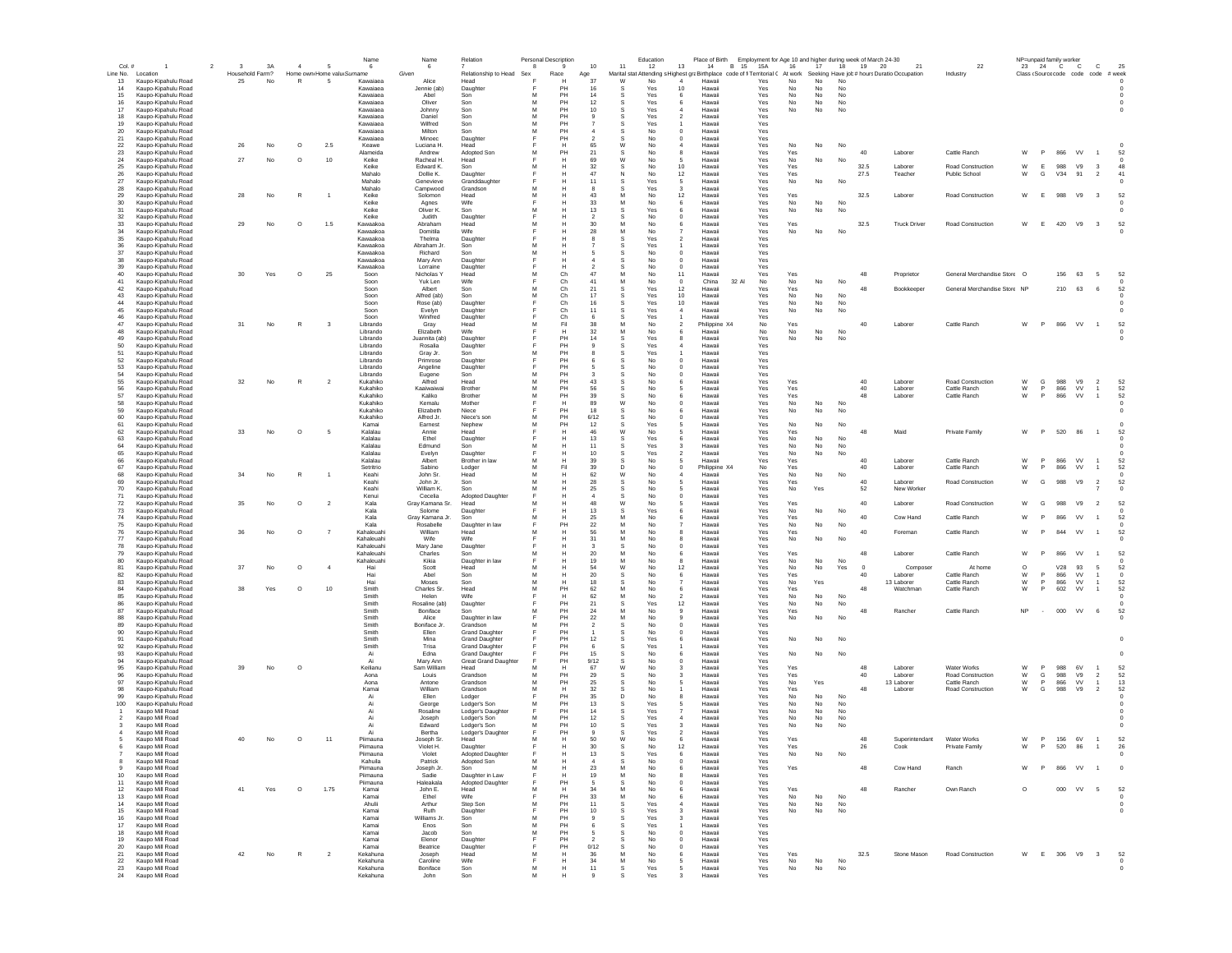| Col. # / Line No. | 1 Location | 2 | 3 Household | 3A Farm? | 4 Home own | 5 Home value | Name 6 Surname | Name 6 Given | Relation 7 Relationship to Head | Personal Description 8 Sex | 9 Race | 10 Age | 11 Marital stat | Education 12 Attending s | 13 Highest gra | Place of Birth 14 Birthplace | B 15 code of t | 15A Territorial C | Employment for Age 10 and higher during week of March 24-30 16 At work | 17 Seeking | 18 Have job | 19 # hours | 20 Duratio | 21 Occupation | 22 Industry | NP=unpaid family worker 23 Class | 24 Source | C code | C code | C code | 25 # week |
|---|---|---|---|---|---|---|---|---|---|---|---|---|---|---|---|---|---|---|---|---|---|---|---|---|---|---|---|---|---|---|---|
| 13 | Kaupo-Kipahulu Road | | 25 | No | R | 5 | Kawaiaea | Alice | Head | F | H | 37 | W | No | 4 | Hawaii | | Yes | No | No | No | | | | | | | | | | 0 |
| 14 | Kaupo-Kipahulu Road | | | | | | Kawaiaea | Jennie (ab) | Daughter | F | PH | 16 | S | Yes | 10 | Hawaii | | Yes | No | No | No | | | | | | | | | | 0 |
| 15 | Kaupo-Kipahulu Road | | | | | | Kawaiaea | Abel | Son | M | PH | 14 | S | Yes | 6 | Hawaii | | Yes | No | No | No | | | | | | | | | | 0 |
| 16 | Kaupo-Kipahulu Road | | | | | | Kawaiaea | Oliver | Son | M | PH | 12 | S | Yes | 6 | Hawaii | | Yes | No | No | No | | | | | | | | | | 0 |
| 17 | Kaupo-Kipahulu Road | | | | | | Kawaiaea | Johnny | Son | M | PH | 10 | S | Yes | 4 | Hawaii | | Yes | No | No | No | | | | | | | | | | 0 |
| 18 | Kaupo-Kipahulu Road | | | | | | Kawaiaea | Daniel | Son | M | PH | 9 | S | Yes | 2 | Hawaii | | Yes | | | | | | | | | | | | | |
| 19 | Kaupo-Kipahulu Road | | | | | | Kawaiaea | Wilfred | Son | M | PH | 7 | S | Yes | 1 | Hawaii | | Yes | | | | | | | | | | | | | |
| 20 | Kaupo-Kipahulu Road | | | | | | Kawaiaea | Milton | Son | M | PH | 4 | S | No | 0 | Hawaii | | Yes | | | | | | | | | | | | | |
| 21 | Kaupo-Kipahulu Road | | | | | | Kawaiaea | Minoec | Daughter | F | PH | 2 | S | No | 0 | Hawaii | | Yes | | | | | | | | | | | | | |
| 22 | Kaupo-Kipahulu Road | | 26 | No | O | 2.5 | Keawe | Luciana H. | Head | F | H | 65 | W | No | 4 | Hawaii | | Yes | No | No | No | | | | | | | | | | 0 |
| 23 | Kaupo-Kipahulu Road | | | | | | Alameida | Andrew | Adopted Son | M | PH | 21 | S | No | 8 | Hawaii | | Yes | Yes | | | 40 | | Laborer | Cattle Ranch | W | P | 866 | VV | 1 | 52 |
| 24 | Kaupo-Kipahulu Road | | 27 | No | O | 10 | Keike | Racheal H. | Head | F | H | 69 | W | No | 5 | Hawaii | | Yes | No | No | No | | | | | | | | | | 0 |
| 25 | Kaupo-Kipahulu Road | | | | | | Keike | Edward K. | Son | M | H | 32 | S | No | 10 | Hawaii | | Yes | Yes | | | 32.5 | | Laborer | Road Construction | W | E | 988 | V9 | 3 | 48 |
| 26 | Kaupo-Kipahulu Road | | | | | | Mahalo | Dollie K. | Daughter | F | H | 47 | N | No | 12 | Hawaii | | Yes | Yes | | | 27.5 | | Teacher | Public School | W | G | V34 | 91 | 2 | 41 |
| 27 | Kaupo-Kipahulu Road | | | | | | Mahalo | Genevieve | Granddaughter | F | H | 11 | S | Yes | 5 | Hawaii | | Yes | No | No | No | | | | | | | | | | 0 |
| 28 | Kaupo-Kipahulu Road | | | | | | Mahalo | Campwood | Grandson | M | H | 8 | S | Yes | 3 | Hawaii | | Yes | | | | | | | | | | | | | |
| 29 | Kaupo-Kipahulu Road | | 28 | No | R | 1 | Keike | Solomon | Head | M | H | 43 | M | No | 12 | Hawaii | | Yes | Yes | | | 32.5 | | Laborer | Road Construction | W | E | 988 | V9 | 3 | 52 |
| 30 | Kaupo-Kipahulu Road | | | | | | Keike | Agnes | Wife | F | H | 33 | M | No | 6 | Hawaii | | Yes | No | No | No | | | | | | | | | | 0 |
| 31 | Kaupo-Kipahulu Road | | | | | | Keike | Oliver K. | Son | M | H | 13 | S | Yes | 6 | Hawaii | | Yes | No | No | No | | | | | | | | | | 0 |
| 32 | Kaupo-Kipahulu Road | | | | | | Keike | Judith | Daughter | F | H | 2 | S | No | 0 | Hawaii | | Yes | | | | | | | | | | | | | |
| 33 | Kaupo-Kipahulu Road | | 29 | No | O | 1.5 | Kawaakoa | Abraham | Head | M | H | 30 | M | No | 6 | Hawaii | | Yes | Yes | | | 32.5 | | Truck Driver | Road Construction | W | E | 420 | V9 | 3 | 52 |
| 34 | Kaupo-Kipahulu Road | | | | | | Kawaakoa | Domitila | Wife | F | H | 28 | M | No | 7 | Hawaii | | Yes | No | No | No | | | | | | | | | | 0 |
| 35 | Kaupo-Kipahulu Road | | | | | | Kawaakoa | Thelma | Daughter | F | H | 8 | S | Yes | 2 | Hawaii | | Yes | | | | | | | | | | | | | |
| 36 | Kaupo-Kipahulu Road | | | | | | Kawaakoa | Abraham Jr. | Son | M | H | 7 | S | Yes | 1 | Hawaii | | Yes | | | | | | | | | | | | | |
| 37 | Kaupo-Kipahulu Road | | | | | | Kawaakoa | Richard | Son | M | H | 5 | S | No | 0 | Hawaii | | Yes | | | | | | | | | | | | | |
| 38 | Kaupo-Kipahulu Road | | | | | | Kawaakoa | Mary Ann | Daughter | F | H | 4 | S | No | 0 | Hawaii | | Yes | | | | | | | | | | | | | |
| 39 | Kaupo-Kipahulu Road | | | | | | Kawaakoa | Lorraine | Daughter | F | H | 2 | S | No | 0 | Hawaii | | Yes | | | | | | | | | | | | | |
| 40 | Kaupo-Kipahulu Road | | 30 | Yes | O | 25 | Soon | Nicholas Y | Head | M | Ch | 47 | M | No | 11 | Hawaii | | Yes | Yes | | | 48 | | Proprietor | General Merchandise Store | O | | 156 | 63 | 5 | 52 |
| 41 | Kaupo-Kipahulu Road | | | | | | Soon | Yuk Len | Wife | F | Ch | 41 | M | No | 0 | China | 32 Al | No | No | No | No | | | | | | | | | | 0 |
| 42 | Kaupo-Kipahulu Road | | | | | | Soon | Albert | Son | M | Ch | 21 | S | Yes | 12 | Hawaii | | Yes | Yes | | | 48 | | Bookkeeper | General Merchandise Store | NP | | 210 | 63 | 6 | 52 |
| 43 | Kaupo-Kipahulu Road | | | | | | Soon | Alfred (ab) | Son | M | Ch | 17 | S | Yes | 10 | Hawaii | | Yes | No | No | No | | | | | | | | | | 0 |
| 44 | Kaupo-Kipahulu Road | | | | | | Soon | Rose (ab) | Daughter | F | Ch | 16 | S | Yes | 10 | Hawaii | | Yes | No | No | No | | | | | | | | | | 0 |
| 45 | Kaupo-Kipahulu Road | | | | | | Soon | Evelyn | Daughter | F | Ch | 11 | S | Yes | 4 | Hawaii | | Yes | No | No | No | | | | | | | | | | 0 |
| 46 | Kaupo-Kipahulu Road | | | | | | Soon | Winifred | Daughter | F | Ch | 6 | S | Yes | 1 | Hawaii | | Yes | | | | | | | | | | | | | |
| 47 | Kaupo-Kipahulu Road | | 31 | No | R | 3 | Librando | Gray | Head | M | Fil | 38 | M | No | 2 | Philippine | X4 | No | Yes | | | 40 | | Laborer | Cattle Ranch | W | P | 866 | VV | 1 | 52 |
| 48 | Kaupo-Kipahulu Road | | | | | | Librando | Elizabeth | Wife | F | H | 32 | M | No | 6 | Hawaii | | No | No | No | No | | | | | | | | | | 0 |
| 49 | Kaupo-Kipahulu Road | | | | | | Librando | Juannita (ab) | Daughter | F | PH | 14 | S | Yes | 8 | Hawaii | | Yes | No | No | No | | | | | | | | | | 0 |
| 50 | Kaupo-Kipahulu Road | | | | | | Librando | Rosalia | Daughter | F | PH | 9 | S | Yes | 4 | Hawaii | | Yes | | | | | | | | | | | | | |
| 51 | Kaupo-Kipahulu Road | | | | | | Librando | Gray Jr. | Son | M | PH | 8 | S | Yes | 1 | Hawaii | | Yes | | | | | | | | | | | | | |
| 52 | Kaupo-Kipahulu Road | | | | | | Librando | Primrose | Daughter | F | PH | 6 | S | No | 0 | Hawaii | | Yes | | | | | | | | | | | | | |
| 53 | Kaupo-Kipahulu Road | | | | | | Librando | Angeline | Daughter | F | PH | 5 | S | No | 0 | Hawaii | | Yes | | | | | | | | | | | | | |
| 54 | Kaupo-Kipahulu Road | | | | | | Librando | Eugene | Son | M | PH | 3 | S | No | 0 | Hawaii | | Yes | | | | | | | | | | | | | |
| 55 | Kaupo-Kipahulu Road | | 32 | No | R | 2 | Kukahiko | Alfred | Head | M | PH | 43 | S | No | 6 | Hawaii | | Yes | Yes | | | 40 | | Laborer | Road Construction | W | G | 988 | V9 | 2 | 52 |
| 56 | Kaupo-Kipahulu Road | | | | | | Kukahiko | Kaaiwaiwai | Brother | M | PH | 56 | S | No | 5 | Hawaii | | Yes | Yes | | | 40 | | Laborer | Cattle Ranch | W | P | 866 | VV | 1 | 52 |
| 57 | Kaupo-Kipahulu Road | | | | | | Kukahiko | Kaliko | Brother | M | PH | 39 | S | No | 6 | Hawaii | | Yes | Yes | | | 48 | | Laborer | Cattle Ranch | W | P | 866 | VV | 1 | 52 |
| 58 | Kaupo-Kipahulu Road | | | | | | Kukahiko | Kemalu | Mother | F | H | 89 | W | No | 0 | Hawaii | | Yes | No | No | No | | | | | | | | | | 0 |
| 59 | Kaupo-Kipahulu Road | | | | | | Kukahiko | Elizabeth | Niece | F | PH | 18 | S | No | 6 | Hawaii | | Yes | No | No | No | | | | | | | | | | 0 |
| 60 | Kaupo-Kipahulu Road | | | | | | Kukahiko | Alfred Jr. | Niece's son | M | PH | 6/12 | S | No | 0 | Hawaii | | Yes | | | | | | | | | | | | | |
| 61 | Kaupo-Kipahulu Road | | | | | | Kamai | Earnest | Nephew | M | PH | 12 | S | Yes | 5 | Hawaii | | Yes | No | No | No | | | | | | | | | | 0 |
| 62 | Kaupo-Kipahulu Road | | 33 | No | O | 5 | Kalalau | Annie | Head | F | H | 46 | W | No | 5 | Hawaii | | Yes | Yes | | | 48 | | Maid | Private Family | W | P | 520 | 86 | 1 | 52 |
| 63 | Kaupo-Kipahulu Road | | | | | | Kalalau | Ethel | Daughter | F | H | 13 | S | Yes | 6 | Hawaii | | Yes | No | No | No | | | | | | | | | | 0 |
| 64 | Kaupo-Kipahulu Road | | | | | | Kalalau | Edmund | Son | M | H | 11 | S | Yes | 3 | Hawaii | | Yes | No | No | No | | | | | | | | | | 0 |
| 65 | Kaupo-Kipahulu Road | | | | | | Kalalau | Evelyn | Daughter | F | H | 10 | S | Yes | 2 | Hawaii | | Yes | No | No | No | | | | | | | | | | 0 |
| 66 | Kaupo-Kipahulu Road | | | | | | Kalalau | Albert | Brother in law | M | H | 39 | S | No | 5 | Hawaii | | Yes | Yes | | | 40 | | Laborer | Cattle Ranch | W | P | 866 | VV | 1 | 52 |
| 67 | Kaupo-Kipahulu Road | | | | | | Setritrio | Sabino | Lodger | M | Fil | 39 | D | No | 0 | Philippine | X4 | No | Yes | | | 40 | | Laborer | Cattle Ranch | W | P | 866 | VV | 1 | 52 |
| 68 | Kaupo-Kipahulu Road | | 34 | No | R | 1 | Keahi | John Sr. | Head | M | H | 62 | W | No | 4 | Hawaii | | Yes | No | No | No | | | | | | | | | | 0 |
| 69 | Kaupo-Kipahulu Road | | | | | | Keahi | John Jr. | Son | M | H | 28 | S | No | 5 | Hawaii | | Yes | Yes | | | 40 | | Laborer | Road Construction | W | G | 988 | V9 | 2 | 52 |
| 70 | Kaupo-Kipahulu Road | | | | | | Keahi | William K. | Son | M | H | 25 | S | No | 5 | Hawaii | | Yes | No | Yes | | 52 | | New Worker | | | | | | 7 | 0 |
| 71 | Kaupo-Kipahulu Road | | | | | | Kenui | Cecelia | Adopted Daughter | F | H | 4 | S | No | 0 | Hawaii | | Yes | | | | | | | | | | | | | |
| 72 | Kaupo-Kipahulu Road | | 35 | No | O | 2 | Kala | Gray Kamana Sr. | Head | M | H | 48 | W | No | 5 | Hawaii | | Yes | Yes | | | 40 | | Laborer | Road Construction | W | G | 988 | V9 | 2 | 52 |
| 73 | Kaupo-Kipahulu Road | | | | | | Kala | Solome | Daughter | F | H | 13 | S | Yes | 6 | Hawaii | | Yes | No | No | No | | | | | | | | | | 0 |
| 74 | Kaupo-Kipahulu Road | | | | | | Kala | Gray Kamana Jr. | Son | M | H | 25 | M | No | 6 | Hawaii | | Yes | Yes | | | 40 | | Cow Hand | Cattle Ranch | W | P | 866 | VV | 1 | 52 |
| 75 | Kaupo-Kipahulu Road | | | | | | Kala | Rosabelle | Daughter in law | F | PH | 22 | M | No | 7 | Hawaii | | Yes | No | No | No | | | | | | | | | | 0 |
| 76 | Kaupo-Kipahulu Road | | 36 | No | O | 7 | Kahaleuahi | William | Head | M | H | 56 | M | No | 8 | Hawaii | | Yes | Yes | | | 40 | | Foreman | Cattle Ranch | W | P | 844 | VV | 1 | 52 |
| 77 | Kaupo-Kipahulu Road | | | | | | Kahaleuahi | Wife | Wife | F | H | 31 | M | No | 8 | Hawaii | | Yes | No | No | No | | | | | | | | | | 0 |
| 78 | Kaupo-Kipahulu Road | | | | | | Kahaleuahi | Mary Jane | Daughter | F | H | 3 | S | No | 0 | Hawaii | | Yes | | | | | | | | | | | | | |
| 79 | Kaupo-Kipahulu Road | | | | | | Kahaleuahi | Charles | Son | M | H | 20 | M | No | 6 | Hawaii | | Yes | Yes | | | 48 | | Laborer | Cattle Ranch | W | P | 866 | VV | 1 | 52 |
| 80 | Kaupo-Kipahulu Road | | | | | | Kahaleuahi | Kikia | Daughter in law | F | H | 19 | M | No | 8 | Hawaii | | Yes | No | No | No | | | | | | | | | | 0 |
| 81 | Kaupo-Kipahulu Road | | 37 | No | O | 4 | Hai | Scott | Head | M | H | 54 | W | No | 12 | Hawaii | | Yes | No | No | Yes | 0 | | Composer | At home | O | | V28 | 93 | 5 | 52 |
| 82 | Kaupo-Kipahulu Road | | | | | | Hai | Abel | Son | M | H | 20 | S | No | 6 | Hawaii | | Yes | Yes | | | 40 | | Laborer | Cattle Ranch | W | P | 866 | VV | 1 | 0 |
| 83 | Kaupo-Kipahulu Road | | | | | | Hai | Moses | Son | M | H | 18 | S | No | 7 | Hawaii | | Yes | No | Yes | | | 13 | Laborer | Cattle Ranch | W | P | 866 | VV | 1 | 52 |
| 84 | Kaupo-Kipahulu Road | | 38 | Yes | O | 10 | Smith | Charles Sr. | Head | M | PH | 62 | M | No | 6 | Hawaii | | Yes | Yes | | | 48 | | Watchman | Cattle Ranch | W | P | 602 | VV | 1 | 52 |
| 85 | Kaupo-Kipahulu Road | | | | | | Smith | Helen | Wife | F | H | 62 | M | No | 2 | Hawaii | | Yes | No | No | No | | | | | | | | | | 0 |
| 86 | Kaupo-Kipahulu Road | | | | | | Smith | Rosaline (ab) | Daughter | F | PH | 21 | S | Yes | 12 | Hawaii | | Yes | No | No | No | | | | | | | | | | 0 |
| 87 | Kaupo-Kipahulu Road | | | | | | Smith | Boniface | Son | M | PH | 24 | M | No | 9 | Hawaii | | Yes | Yes | | | 48 | | Rancher | Cattle Ranch | NP | - | 000 | VV | 6 | 52 |
| 88 | Kaupo-Kipahulu Road | | | | | | Smith | Alice | Daughter in law | F | PH | 22 | M | No | 9 | Hawaii | | Yes | No | No | No | | | | | | | | | | 0 |
| 89 | Kaupo-Kipahulu Road | | | | | | Smith | Boniface Jr. | Grandson | M | PH | 2 | S | No | 0 | Hawaii | | Yes | | | | | | | | | | | | | |
| 90 | Kaupo-Kipahulu Road | | | | | | Smith | Ellen | Grand Daughter | F | PH | 1 | S | No | 0 | Hawaii | | Yes | | | | | | | | | | | | | |
| 91 | Kaupo-Kipahulu Road | | | | | | Smith | Mina | Grand Daughter | F | PH | 12 | S | Yes | 6 | Hawaii | | Yes | No | No | No | | | | | | | | | | 0 |
| 92 | Kaupo-Kipahulu Road | | | | | | Smith | Trisa | Grand Daughter | F | PH | 6 | S | Yes | 1 | Hawaii | | Yes | | | | | | | | | | | | | |
| 93 | Kaupo-Kipahulu Road | | | | | | Ai | Edna | Grand Daughter | F | PH | 15 | S | No | 6 | Hawaii | | Yes | No | No | No | | | | | | | | | | 0 |
| 94 | Kaupo-Kipahulu Road | | | | | | Ai | Mary Ann | Great Grand Daughter | F | PH | 9/12 | S | No | 0 | Hawaii | | Yes | | | | | | | | | | | | | |
| 95 | Kaupo-Kipahulu Road | | 39 | No | O | | Keiliahu | Sam William | Head | M | H | 67 | W | No | 3 | Hawaii | | Yes | Yes | | | 48 | | Laborer | Water Works | W | P | 988 | 6V | 1 | 52 |
| 96 | Kaupo-Kipahulu Road | | | | | | Aona | Louis | Grandson | M | PH | 29 | S | No | 3 | Hawaii | | Yes | Yes | | | 40 | | Laborer | Road Construction | W | G | 988 | V9 | 2 | 52 |
| 97 | Kaupo-Kipahulu Road | | | | | | Aona | Antone | Grandson | M | PH | 25 | S | No | 5 | Hawaii | | Yes | No | Yes | | | 13 | Laborer | Cattle Ranch | W | P | 866 | VV | 1 | 13 |
| 98 | Kaupo-Kipahulu Road | | | | | | Kamai | William | Grandson | M | H | 32 | S | No | 1 | Hawaii | | Yes | Yes | | | 48 | | Laborer | Road Construction | W | G | 988 | V9 | 2 | 52 |
| 99 | Kaupo-Kipahulu Road | | | | | | Ai | Ellen | Lodger | F | PH | 35 | D | No | 8 | Hawaii | | Yes | No | No | No | | | | | | | | | | 0 |
| 100 | Kaupo-Kipahulu Road | | | | | | Ai | George | Lodger's Son | M | PH | 13 | S | Yes | 5 | Hawaii | | Yes | No | No | No | | | | | | | | | | 0 |
| 1 | Kaupo Mill Road | | | | | | Ai | Rosaline | Lodger's Daughter | F | PH | 14 | S | Yes | 7 | Hawaii | | Yes | No | No | No | | | | | | | | | | 0 |
| 2 | Kaupo Mill Road | | | | | | Ai | Joseph | Lodger's Son | M | PH | 12 | S | Yes | 4 | Hawaii | | Yes | No | No | No | | | | | | | | | | 0 |
| 3 | Kaupo Mill Road | | | | | | Ai | Edward | Lodger's Son | M | PH | 10 | S | Yes | 3 | Hawaii | | Yes | No | No | No | | | | | | | | | | 0 |
| 4 | Kaupo Mill Road | | | | | | Ai | Bertha | Lodger's Daughter | F | PH | 9 | S | Yes | 2 | Hawaii | | Yes | | | | | | | | | | | | | |
| 5 | Kaupo Mill Road | | 40 | No | O | 11 | Piimauna | Joseph Sr. | Head | M | H | 50 | W | No | 6 | Hawaii | | Yes | Yes | | | 48 | | Superintendant | Water Works | W | P | 156 | 6V | 1 | 52 |
| 6 | Kaupo Mill Road | | | | | | Piimauna | Violet H. | Daughter | F | H | 30 | S | No | 12 | Hawaii | | Yes | Yes | | | 26 | | Cook | Private Family | W | P | 520 | 86 | 1 | 26 |
| 7 | Kaupo Mill Road | | | | | | Piimauna | Violet | Adopted Daughter | F | H | 13 | S | Yes | 6 | Hawaii | | Yes | No | No | No | | | | | | | | | | 0 |
| 8 | Kaupo Mill Road | | | | | | Kahuila | Patrick | Adopted Son | M | H | 4 | S | No | 0 | Hawaii | | Yes | | | | | | | | | | | | | |
| 9 | Kaupo Mill Road | | | | | | Piimauna | Joseph Jr. | Son | M | H | 23 | M | No | 6 | Hawaii | | Yes | Yes | | | 48 | | Cow Hand | Ranch | W | P | 866 | VV | 1 | 0 |
| 10 | Kaupo Mill Road | | | | | | Piimauna | Sadie | Daughter in Law | F | H | 19 | M | No | 8 | Hawaii | | Yes | | | | | | | | | | | | | |
| 11 | Kaupo Mill Road | | | | | | Piimauna | Haleakala | Adopted Daughter | F | PH | 5 | S | No | 0 | Hawaii | | Yes | | | | | | | | | | | | | |
| 12 | Kaupo Mill Road | | 41 | Yes | O | 1.75 | Kamai | John E. | Head | M | H | 34 | M | No | 6 | Hawaii | | Yes | Yes | | | 48 | | Rancher | Own Ranch | O | | 000 | VV | 5 | 52 |
| 13 | Kaupo Mill Road | | | | | | Kamai | Ethel | Wife | F | PH | 33 | M | No | 6 | Hawaii | | Yes | No | No | No | | | | | | | | | | 0 |
| 14 | Kaupo Mill Road | | | | | | Ahuli | Arthur | Step Son | M | PH | 11 | S | Yes | 4 | Hawaii | | Yes | No | No | No | | | | | | | | | | 0 |
| 15 | Kaupo Mill Road | | | | | | Kamai | Ruth | Daughter | F | PH | 10 | S | Yes | 3 | Hawaii | | Yes | No | No | No | | | | | | | | | | 0 |
| 16 | Kaupo Mill Road | | | | | | Kamai | Williams Jr. | Son | M | PH | 9 | S | Yes | 3 | Hawaii | | Yes | | | | | | | | | | | | | |
| 17 | Kaupo Mill Road | | | | | | Kamai | Enos | Son | M | PH | 6 | S | Yes | 1 | Hawaii | | Yes | | | | | | | | | | | | | |
| 18 | Kaupo Mill Road | | | | | | Kamai | Jacob | Son | M | PH | 5 | S | No | 0 | Hawaii | | Yes | | | | | | | | | | | | | |
| 19 | Kaupo Mill Road | | | | | | Kamai | Elenor | Daughter | F | PH | 2 | S | No | 0 | Hawaii | | Yes | | | | | | | | | | | | | |
| 20 | Kaupo Mill Road | | | | | | Kamai | Beatrice | Daughter | F | PH | 0/12 | S | No | 0 | Hawaii | | Yes | | | | | | | | | | | | | |
| 21 | Kaupo Mill Road | | 42 | No | R | 2 | Kekahuna | Joseph | Head | M | H | 36 | M | No | 6 | Hawaii | | Yes | Yes | | | 32.5 | | Stone Mason | Road Construction | W | E | 306 | V9 | 3 | 52 |
| 22 | Kaupo Mill Road | | | | | | Kekahuna | Caroline | Wife | F | H | 34 | M | No | 5 | Hawaii | | Yes | No | No | No | | | | | | | | | | 0 |
| 23 | Kaupo Mill Road | | | | | | Kekahuna | Boniface | Son | M | H | 11 | S | Yes | 5 | Hawaii | | Yes | No | No | No | | | | | | | | | | 0 |
| 24 | Kaupo Mill Road | | | | | | Kekahuna | John | Son | M | H | 9 | S | Yes | 3 | Hawaii | | Yes | | | | | | | | | | | | | |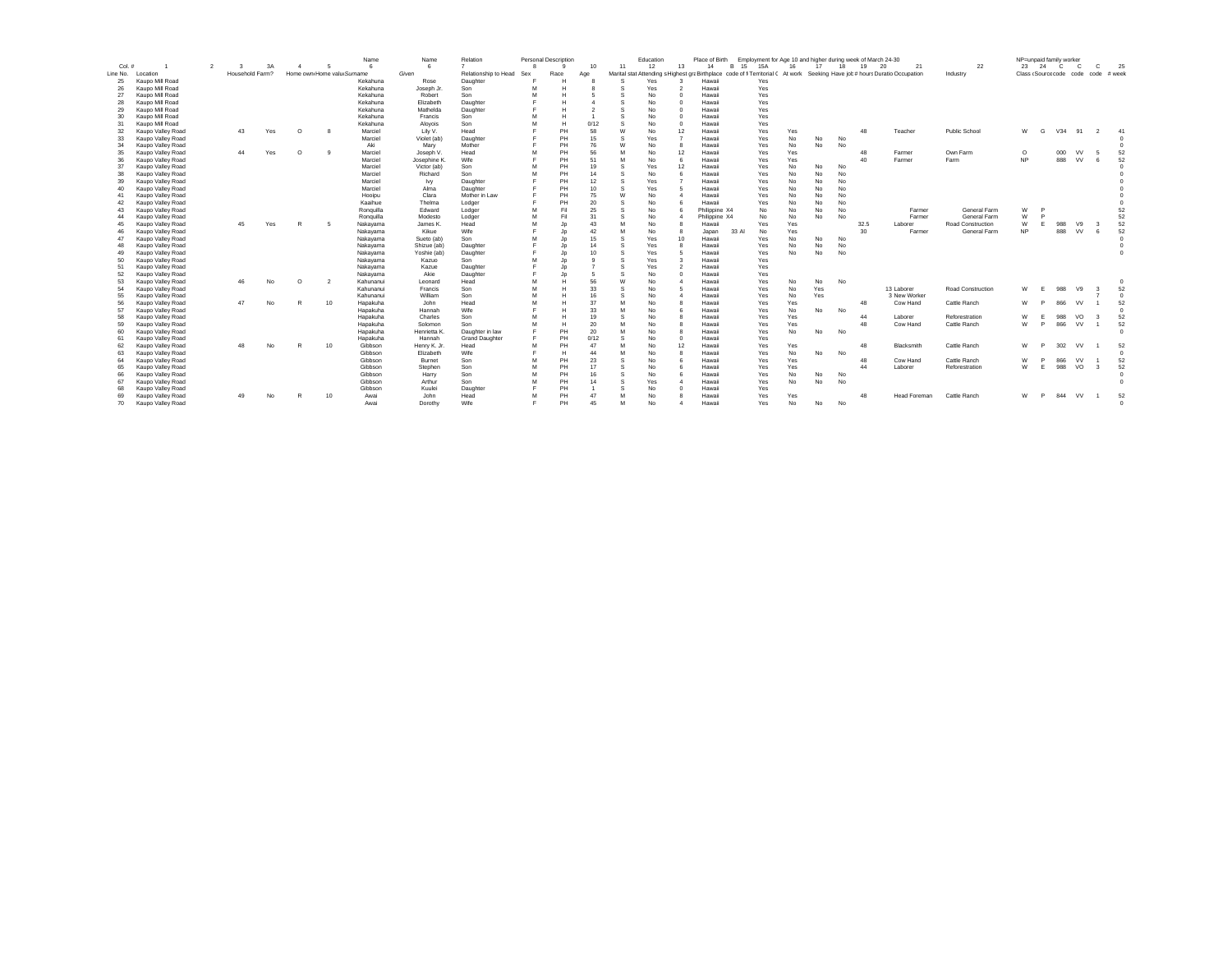| Col. # | 1 | 2 | 3 | 3A | 4 | 5 | Name 6 | Name 6 | Relation 7 | Personal Description 8 | 9 | 10 | 11 | Education 12 | 13 | Place of Birth 14 | B | 15 | Employment for Age 10 and higher during week of March 24-30 15A | 16 | 17 | 18 | 19 | 20 | 21 | 22 | NP=unpaid family worker 23 | 24 | C | C | C | 25 |
|---|---|---|---|---|---|---|---|---|---|---|---|---|---|---|---|---|---|---|---|---|---|---|---|---|---|---|---|---|---|---|---|---|
| Line No. | Location | | Household | Farm? | Home own | Home valu | Surname | Given | Relationship to Head | Sex | Race | Age | Marital stat | Attending s | Highest gra | Birthplace | code of f | | Territorial C | At work | Seeking | Have job | # hours | Duratio | Occupation | Industry | Class | Source | code | code | code | # week |
| 25 | Kaupo Mill Road | | | | | | Kekahuna | Rose | Daughter | F | H | 8 | S | Yes | 3 | Hawaii | | | Yes | | | | | | | | | | | | | |
| 26 | Kaupo Mill Road | | | | | | Kekahuna | Joseph Jr. | Son | M | H | 8 | S | Yes | 2 | Hawaii | | | Yes | | | | | | | | | | | | | |
| 27 | Kaupo Mill Road | | | | | | Kekahuna | Robert | Son | M | H | 5 | S | No | 0 | Hawaii | | | Yes | | | | | | | | | | | | | |
| 28 | Kaupo Mill Road | | | | | | Kekahuna | Elizabeth | Daughter | F | H | 4 | S | No | 0 | Hawaii | | | Yes | | | | | | | | | | | | | |
| 29 | Kaupo Mill Road | | | | | | Kekahuna | Mathelda | Daughter | F | H | 2 | S | No | 0 | Hawaii | | | Yes | | | | | | | | | | | | | |
| 30 | Kaupo Mill Road | | | | | | Kekahuna | Francis | Son | M | H | 1 | S | No | 0 | Hawaii | | | Yes | | | | | | | | | | | | | |
| 31 | Kaupo Mill Road | | | | | | Kekahuna | Aloyois | Son | M | H | 0/12 | S | No | 0 | Hawaii | | | Yes | | | | | | | | | | | | | |
| 32 | Kaupo Valley Road | | 43 | Yes | O | 8 | Marciel | Lily V. | Head | F | PH | 58 | W | No | 12 | Hawaii | | | Yes | Yes | | | 48 | | Teacher | Public School | W | G | V34 | 91 | 2 | 41 |
| 33 | Kaupo Valley Road | | | | | | Marciel | Violet (ab) | Daughter | F | PH | 15 | S | Yes | 7 | Hawaii | | | Yes | No | No | No | | | | | | | | | | 0 |
| 34 | Kaupo Valley Road | | | | | | Aki | Mary | Mother | F | PH | 76 | W | No | 8 | Hawaii | | | Yes | No | No | No | | | | | | | | | | 0 |
| 35 | Kaupo Valley Road | | 44 | Yes | O | 9 | Marciel | Joseph V. | Head | M | PH | 56 | M | No | 12 | Hawaii | | | Yes | Yes | | | 48 | | Farmer | Own Farm | O | | 000 | VV | 5 | 52 |
| 36 | Kaupo Valley Road | | | | | | Marciel | Josephine K. | Wife | F | PH | 51 | M | No | 6 | Hawaii | | | Yes | Yes | | | 40 | | Farmer | Farm | NP | | 888 | VV | 6 | 52 |
| 37 | Kaupo Valley Road | | | | | | Marciel | Victor (ab) | Son | M | PH | 19 | S | Yes | 12 | Hawaii | | | Yes | No | No | No | | | | | | | | | | 0 |
| 38 | Kaupo Valley Road | | | | | | Marciel | Richard | Son | M | PH | 14 | S | No | 6 | Hawaii | | | Yes | No | No | No | | | | | | | | | | 0 |
| 39 | Kaupo Valley Road | | | | | | Marciel | Ivy | Daughter | F | PH | 12 | S | Yes | 7 | Hawaii | | | Yes | No | No | No | | | | | | | | | | 0 |
| 40 | Kaupo Valley Road | | | | | | Marciel | Alma | Daughter | F | PH | 10 | S | Yes | 5 | Hawaii | | | Yes | No | No | No | | | | | | | | | | 0 |
| 41 | Kaupo Valley Road | | | | | | Hooipu | Clara | Mother in Law | F | PH | 75 | W | No | 4 | Hawaii | | | Yes | No | No | No | | | | | | | | | | 0 |
| 42 | Kaupo Valley Road | | | | | | Kaaihue | Thelma | Lodger | F | PH | 20 | S | No | 6 | Hawaii | | | Yes | No | No | No | | | | | | | | | | 0 |
| 43 | Kaupo Valley Road | | | | | | Ronquilla | Edward | Lodger | M | Fil | 25 | S | No | 6 | Philippine | X4 | | No | No | No | No | | | Farmer | General Farm | W | P | | | | 52 |
| 44 | Kaupo Valley Road | | | | | | Ronquilla | Modesto | Lodger | M | Fil | 31 | S | No | 4 | Philippine | X4 | | No | No | No | No | | | Farmer | General Farm | W | P | | | | 52 |
| 45 | Kaupo Valley Road | | 45 | Yes | R | 5 | Nakayama | James K. | Head | M | Jp | 43 | M | No | 8 | Hawaii | | | Yes | Yes | | | 32.5 | | Laborer | Road Construction | W | E | 988 | V9 | 3 | 52 |
| 46 | Kaupo Valley Road | | | | | | Nakayama | Kikue | Wife | F | Jp | 42 | M | No | 8 | Japan | 33 | Al | No | Yes | | | 30 | | Farmer | General Farm | NP | | 888 | VV | 6 | 52 |
| 47 | Kaupo Valley Road | | | | | | Nakayama | Sueto (ab) | Son | M | Jp | 15 | S | Yes | 10 | Hawaii | | | Yes | No | No | No | | | | | | | | | | 0 |
| 48 | Kaupo Valley Road | | | | | | Nakayama | Shizue (ab) | Daughter | F | Jp | 14 | S | Yes | 8 | Hawaii | | | Yes | No | No | No | | | | | | | | | | 0 |
| 49 | Kaupo Valley Road | | | | | | Nakayama | Yoshie (ab) | Daughter | F | Jp | 10 | S | Yes | 5 | Hawaii | | | Yes | No | No | No | | | | | | | | | | 0 |
| 50 | Kaupo Valley Road | | | | | | Nakayama | Kazuo | Son | M | Jp | 9 | S | Yes | 3 | Hawaii | | | Yes | | | | | | | | | | | | | |
| 51 | Kaupo Valley Road | | | | | | Nakayama | Kazue | Daughter | F | Jp | 7 | S | Yes | 2 | Hawaii | | | Yes | | | | | | | | | | | | | |
| 52 | Kaupo Valley Road | | | | | | Nakayama | Akie | Daughter | F | Jp | 5 | S | No | 0 | Hawaii | | | Yes | | | | | | | | | | | | | |
| 53 | Kaupo Valley Road | | 46 | No | O | 2 | Kahunanui | Leonard | Head | M | H | 56 | W | No | 4 | Hawaii | | | Yes | No | No | No | | | | | | | | | | 0 |
| 54 | Kaupo Valley Road | | | | | | Kahunanui | Francis | Son | M | H | 33 | S | No | 5 | Hawaii | | | Yes | No | Yes | | | 13 | Laborer | Road Construction | W | E | 988 | V9 | 3 | 52 |
| 55 | Kaupo Valley Road | | | | | | Kahunanui | William | Son | M | H | 16 | S | No | 4 | Hawaii | | | Yes | No | Yes | | | 3 | New Worker | | | | | | 7 | 0 |
| 56 | Kaupo Valley Road | | 47 | No | R | 10 | Hapakuha | John | Head | M | H | 37 | M | No | 8 | Hawaii | | | Yes | Yes | | | 48 | | Cow Hand | Cattle Ranch | W | P | 866 | VV | 1 | 52 |
| 57 | Kaupo Valley Road | | | | | | Hapakuha | Hannah | Wife | F | H | 33 | M | No | 6 | Hawaii | | | Yes | No | No | No | | | | | | | | | | 0 |
| 58 | Kaupo Valley Road | | | | | | Hapakuha | Charles | Son | M | H | 19 | S | No | 8 | Hawaii | | | Yes | Yes | | | 44 | | Laborer | Reforestration | W | E | 988 | VO | 3 | 52 |
| 59 | Kaupo Valley Road | | | | | | Hapakuha | Solomon | Son | M | H | 20 | M | No | 8 | Hawaii | | | Yes | Yes | | | 48 | | Cow Hand | Cattle Ranch | W | P | 866 | VV | 1 | 52 |
| 60 | Kaupo Valley Road | | | | | | Hapakuha | Henrietta K. | Daughter in law | F | PH | 20 | M | No | 8 | Hawaii | | | Yes | No | No | No | | | | | | | | | | 0 |
| 61 | Kaupo Valley Road | | | | | | Hapakuha | Hannah | Grand Daughter | F | PH | 0/12 | S | No | 0 | Hawaii | | | Yes | | | | | | | | | | | | | |
| 62 | Kaupo Valley Road | | 48 | No | R | 10 | Gibbson | Henry K. Jr. | Head | M | PH | 47 | M | No | 12 | Hawaii | | | Yes | Yes | | | 48 | | Blacksmith | Cattle Ranch | W | P | 302 | VV | 1 | 52 |
| 63 | Kaupo Valley Road | | | | | | Gibbson | Elizabeth | Wife | F | H | 44 | M | No | 8 | Hawaii | | | Yes | No | No | No | | | | | | | | | | 0 |
| 64 | Kaupo Valley Road | | | | | | Gibbson | Burnet | Son | M | PH | 23 | S | No | 6 | Hawaii | | | Yes | Yes | | | 48 | | Cow Hand | Cattle Ranch | W | P | 866 | VV | 1 | 52 |
| 65 | Kaupo Valley Road | | | | | | Gibbson | Stephen | Son | M | PH | 17 | S | No | 6 | Hawaii | | | Yes | Yes | | | 44 | | Laborer | Reforestration | W | E | 988 | VO | 3 | 52 |
| 66 | Kaupo Valley Road | | | | | | Gibbson | Harry | Son | M | PH | 16 | S | No | 6 | Hawaii | | | Yes | No | No | No | | | | | | | | | | 0 |
| 67 | Kaupo Valley Road | | | | | | Gibbson | Arthur | Son | M | PH | 14 | S | Yes | 4 | Hawaii | | | Yes | No | No | No | | | | | | | | | | 0 |
| 68 | Kaupo Valley Road | | | | | | Gibbson | Kuulei | Daughter | F | PH | 1 | S | No | 0 | Hawaii | | | Yes | | | | | | | | | | | | | |
| 69 | Kaupo Valley Road | | 49 | No | R | 10 | Awai | John | Head | M | PH | 47 | M | No | 8 | Hawaii | | | Yes | Yes | | | 48 | | Head Foreman | Cattle Ranch | W | P | 844 | VV | 1 | 52 |
| 70 | Kaupo Valley Road | | | | | | Awai | Dorothy | Wife | F | PH | 45 | M | No | 4 | Hawaii | | | Yes | No | No | No | | | | | | | | | | 0 |